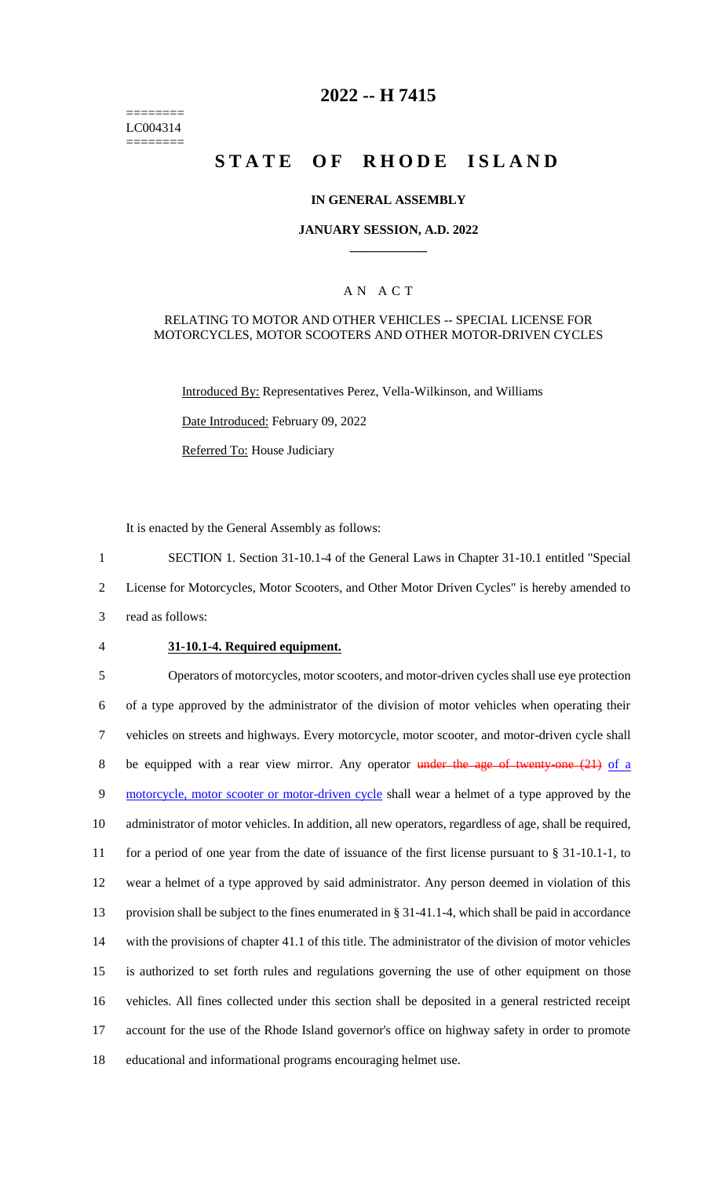========
LC004314
========

# 2022 -- H 7415

# STATE OF RHODE ISLAND

**IN GENERAL ASSEMBLY**

**JANUARY SESSION, A.D. 2022**

A N A C T

RELATING TO MOTOR AND OTHER VEHICLES -- SPECIAL LICENSE FOR MOTORCYCLES, MOTOR SCOOTERS AND OTHER MOTOR-DRIVEN CYCLES

Introduced By: Representatives Perez, Vella-Wilkinson, and Williams

Date Introduced: February 09, 2022

Referred To: House Judiciary

It is enacted by the General Assembly as follows:

1 SECTION 1. Section 31-10.1-4 of the General Laws in Chapter 31-10.1 entitled "Special
2 License for Motorcycles, Motor Scooters, and Other Motor Driven Cycles" is hereby amended to
3 read as follows:

4 **31-10.1-4. Required equipment.**

5 Operators of motorcycles, motor scooters, and motor-driven cycles shall use eye protection
6 of a type approved by the administrator of the division of motor vehicles when operating their
7 vehicles on streets and highways. Every motorcycle, motor scooter, and motor-driven cycle shall
8 be equipped with a rear view mirror. Any operator ~~under the age of twenty-one (21)~~ of a
9 motorcycle, motor scooter or motor-driven cycle shall wear a helmet of a type approved by the
10 administrator of motor vehicles. In addition, all new operators, regardless of age, shall be required,
11 for a period of one year from the date of issuance of the first license pursuant to § 31-10.1-1, to
12 wear a helmet of a type approved by said administrator. Any person deemed in violation of this
13 provision shall be subject to the fines enumerated in § 31-41.1-4, which shall be paid in accordance
14 with the provisions of chapter 41.1 of this title. The administrator of the division of motor vehicles
15 is authorized to set forth rules and regulations governing the use of other equipment on those
16 vehicles. All fines collected under this section shall be deposited in a general restricted receipt
17 account for the use of the Rhode Island governor's office on highway safety in order to promote
18 educational and informational programs encouraging helmet use.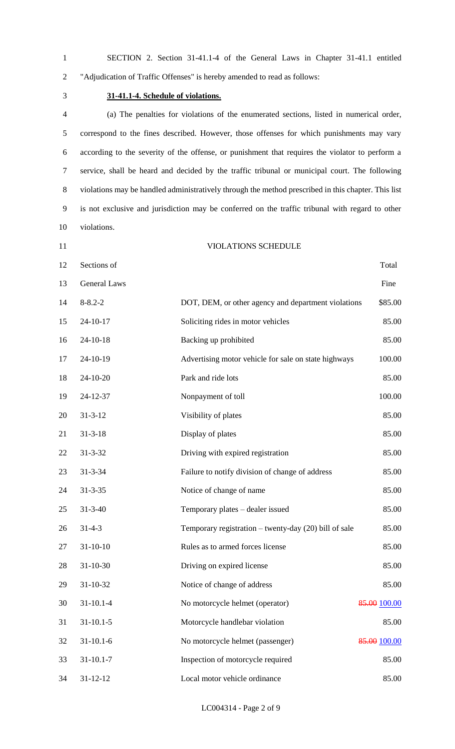SECTION 2. Section 31-41.1-4 of the General Laws in Chapter 31-41.1 entitled "Adjudication of Traffic Offenses" is hereby amended to read as follows:

**31-41.1-4. Schedule of violations.**

(a) The penalties for violations of the enumerated sections, listed in numerical order, correspond to the fines described. However, those offenses for which punishments may vary according to the severity of the offense, or punishment that requires the violator to perform a service, shall be heard and decided by the traffic tribunal or municipal court. The following violations may be handled administratively through the method prescribed in this chapter. This list is not exclusive and jurisdiction may be conferred on the traffic tribunal with regard to other violations.

VIOLATIONS SCHEDULE

| Sections of General Laws | | Total Fine |
|---|---|---|
| 8-8.2-2 | DOT, DEM, or other agency and department violations | $85.00 |
| 24-10-17 | Soliciting rides in motor vehicles | 85.00 |
| 24-10-18 | Backing up prohibited | 85.00 |
| 24-10-19 | Advertising motor vehicle for sale on state highways | 100.00 |
| 24-10-20 | Park and ride lots | 85.00 |
| 24-12-37 | Nonpayment of toll | 100.00 |
| 31-3-12 | Visibility of plates | 85.00 |
| 31-3-18 | Display of plates | 85.00 |
| 31-3-32 | Driving with expired registration | 85.00 |
| 31-3-34 | Failure to notify division of change of address | 85.00 |
| 31-3-35 | Notice of change of name | 85.00 |
| 31-3-40 | Temporary plates – dealer issued | 85.00 |
| 31-4-3 | Temporary registration – twenty-day (20) bill of sale | 85.00 |
| 31-10-10 | Rules as to armed forces license | 85.00 |
| 31-10-30 | Driving on expired license | 85.00 |
| 31-10-32 | Notice of change of address | 85.00 |
| 31-10.1-4 | No motorcycle helmet (operator) | ~~85.00~~ 100.00 |
| 31-10.1-5 | Motorcycle handlebar violation | 85.00 |
| 31-10.1-6 | No motorcycle helmet (passenger) | ~~85.00~~ 100.00 |
| 31-10.1-7 | Inspection of motorcycle required | 85.00 |
| 31-12-12 | Local motor vehicle ordinance | 85.00 |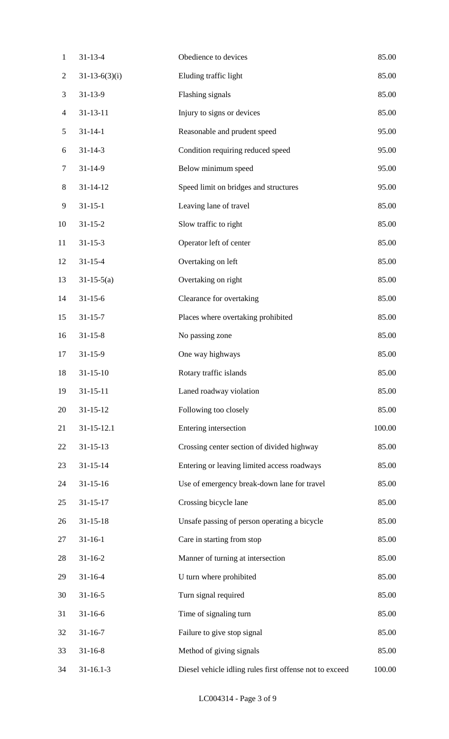| | | |
|---|---|---|
| 31-13-4 | Obedience to devices | 85.00 |
| 31-13-6(3)(i) | Eluding traffic light | 85.00 |
| 31-13-9 | Flashing signals | 85.00 |
| 31-13-11 | Injury to signs or devices | 85.00 |
| 31-14-1 | Reasonable and prudent speed | 95.00 |
| 31-14-3 | Condition requiring reduced speed | 95.00 |
| 31-14-9 | Below minimum speed | 95.00 |
| 31-14-12 | Speed limit on bridges and structures | 95.00 |
| 31-15-1 | Leaving lane of travel | 85.00 |
| 31-15-2 | Slow traffic to right | 85.00 |
| 31-15-3 | Operator left of center | 85.00 |
| 31-15-4 | Overtaking on left | 85.00 |
| 31-15-5(a) | Overtaking on right | 85.00 |
| 31-15-6 | Clearance for overtaking | 85.00 |
| 31-15-7 | Places where overtaking prohibited | 85.00 |
| 31-15-8 | No passing zone | 85.00 |
| 31-15-9 | One way highways | 85.00 |
| 31-15-10 | Rotary traffic islands | 85.00 |
| 31-15-11 | Laned roadway violation | 85.00 |
| 31-15-12 | Following too closely | 85.00 |
| 31-15-12.1 | Entering intersection | 100.00 |
| 31-15-13 | Crossing center section of divided highway | 85.00 |
| 31-15-14 | Entering or leaving limited access roadways | 85.00 |
| 31-15-16 | Use of emergency break-down lane for travel | 85.00 |
| 31-15-17 | Crossing bicycle lane | 85.00 |
| 31-15-18 | Unsafe passing of person operating a bicycle | 85.00 |
| 31-16-1 | Care in starting from stop | 85.00 |
| 31-16-2 | Manner of turning at intersection | 85.00 |
| 31-16-4 | U turn where prohibited | 85.00 |
| 31-16-5 | Turn signal required | 85.00 |
| 31-16-6 | Time of signaling turn | 85.00 |
| 31-16-7 | Failure to give stop signal | 85.00 |
| 31-16-8 | Method of giving signals | 85.00 |
| 31-16.1-3 | Diesel vehicle idling rules first offense not to exceed | 100.00 |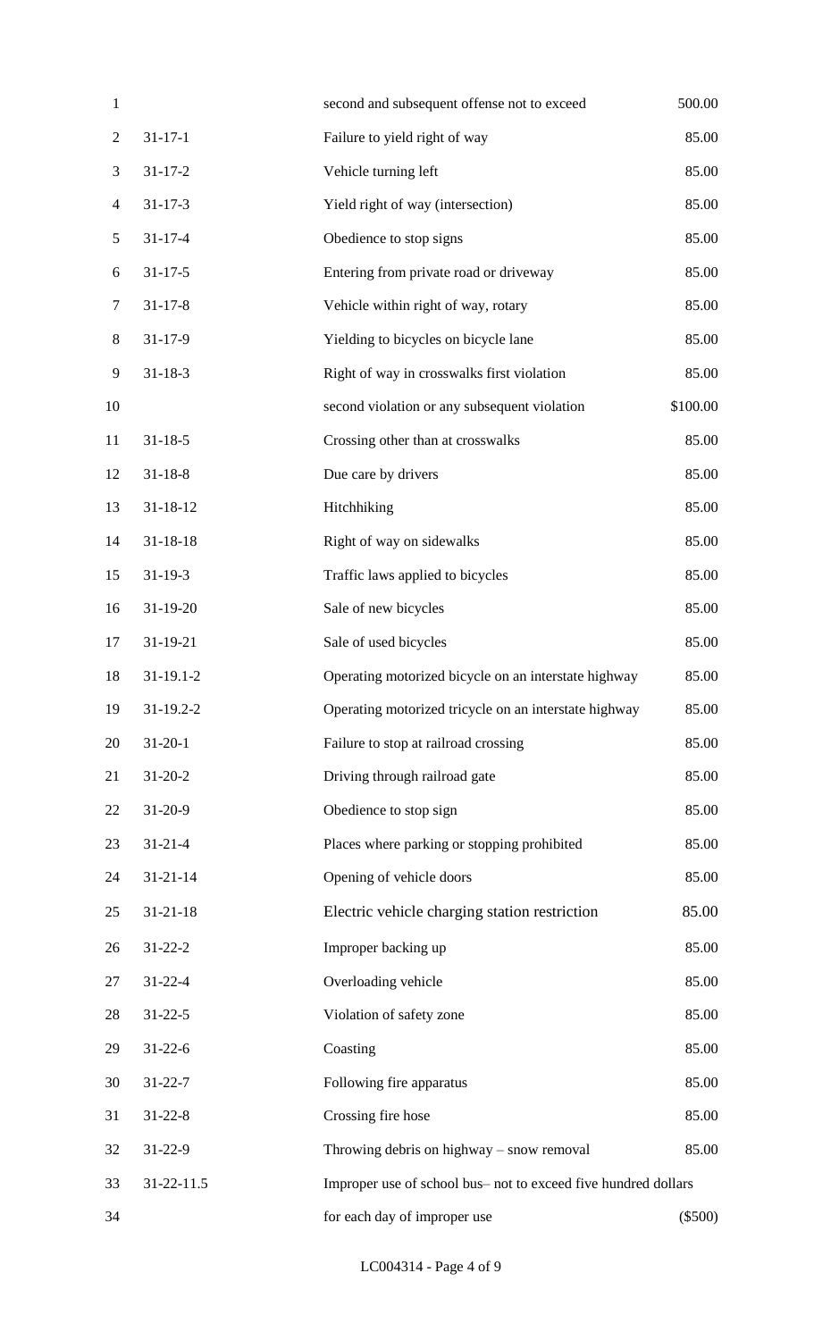| | | |
|---|---|---|
| | second and subsequent offense not to exceed | 500.00 |
| 31-17-1 | Failure to yield right of way | 85.00 |
| 31-17-2 | Vehicle turning left | 85.00 |
| 31-17-3 | Yield right of way (intersection) | 85.00 |
| 31-17-4 | Obedience to stop signs | 85.00 |
| 31-17-5 | Entering from private road or driveway | 85.00 |
| 31-17-8 | Vehicle within right of way, rotary | 85.00 |
| 31-17-9 | Yielding to bicycles on bicycle lane | 85.00 |
| 31-18-3 | Right of way in crosswalks first violation | 85.00 |
| | second violation or any subsequent violation | $100.00 |
| 31-18-5 | Crossing other than at crosswalks | 85.00 |
| 31-18-8 | Due care by drivers | 85.00 |
| 31-18-12 | Hitchhiking | 85.00 |
| 31-18-18 | Right of way on sidewalks | 85.00 |
| 31-19-3 | Traffic laws applied to bicycles | 85.00 |
| 31-19-20 | Sale of new bicycles | 85.00 |
| 31-19-21 | Sale of used bicycles | 85.00 |
| 31-19.1-2 | Operating motorized bicycle on an interstate highway | 85.00 |
| 31-19.2-2 | Operating motorized tricycle on an interstate highway | 85.00 |
| 31-20-1 | Failure to stop at railroad crossing | 85.00 |
| 31-20-2 | Driving through railroad gate | 85.00 |
| 31-20-9 | Obedience to stop sign | 85.00 |
| 31-21-4 | Places where parking or stopping prohibited | 85.00 |
| 31-21-14 | Opening of vehicle doors | 85.00 |
| 31-21-18 | Electric vehicle charging station restriction | 85.00 |
| 31-22-2 | Improper backing up | 85.00 |
| 31-22-4 | Overloading vehicle | 85.00 |
| 31-22-5 | Violation of safety zone | 85.00 |
| 31-22-6 | Coasting | 85.00 |
| 31-22-7 | Following fire apparatus | 85.00 |
| 31-22-8 | Crossing fire hose | 85.00 |
| 31-22-9 | Throwing debris on highway – snow removal | 85.00 |
| 31-22-11.5 | Improper use of school bus– not to exceed five hundred dollars | |
| | for each day of improper use | ($500) |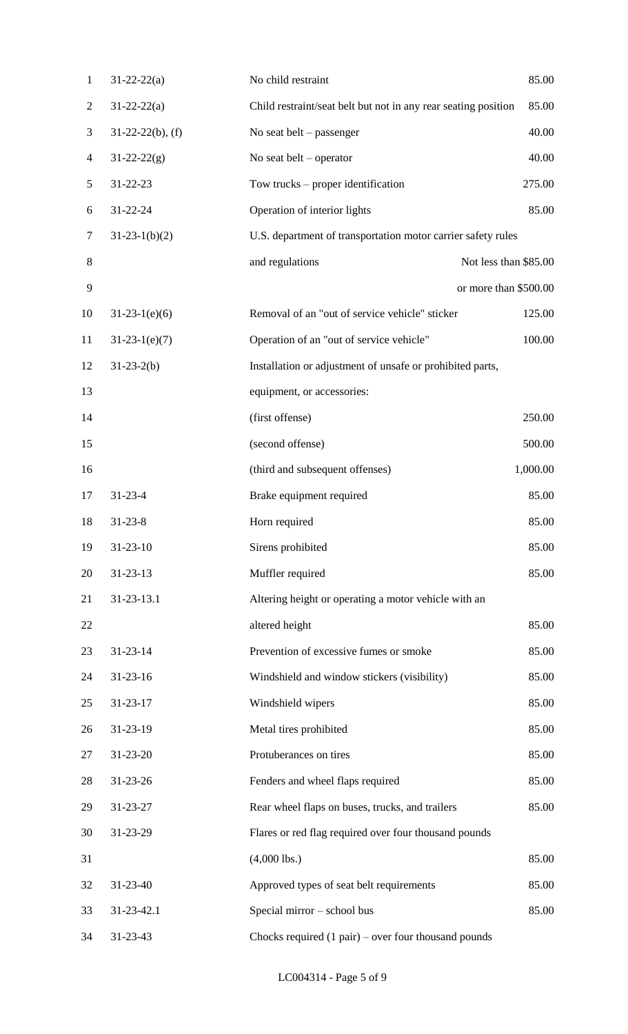| | | |
|---|---|---|
| 31-22-22(a) | No child restraint | 85.00 |
| 31-22-22(a) | Child restraint/seat belt but not in any rear seating position | 85.00 |
| 31-22-22(b), (f) | No seat belt – passenger | 40.00 |
| 31-22-22(g) | No seat belt – operator | 40.00 |
| 31-22-23 | Tow trucks – proper identification | 275.00 |
| 31-22-24 | Operation of interior lights | 85.00 |
| 31-23-1(b)(2) | U.S. department of transportation motor carrier safety rules and regulations | Not less than $85.00 or more than $500.00 |
| 31-23-1(e)(6) | Removal of an "out of service vehicle" sticker | 125.00 |
| 31-23-1(e)(7) | Operation of an "out of service vehicle" | 100.00 |
| 31-23-2(b) | Installation or adjustment of unsafe or prohibited parts, equipment, or accessories: | |
| | (first offense) | 250.00 |
| | (second offense) | 500.00 |
| | (third and subsequent offenses) | 1,000.00 |
| 31-23-4 | Brake equipment required | 85.00 |
| 31-23-8 | Horn required | 85.00 |
| 31-23-10 | Sirens prohibited | 85.00 |
| 31-23-13 | Muffler required | 85.00 |
| 31-23-13.1 | Altering height or operating a motor vehicle with an altered height | 85.00 |
| 31-23-14 | Prevention of excessive fumes or smoke | 85.00 |
| 31-23-16 | Windshield and window stickers (visibility) | 85.00 |
| 31-23-17 | Windshield wipers | 85.00 |
| 31-23-19 | Metal tires prohibited | 85.00 |
| 31-23-20 | Protuberances on tires | 85.00 |
| 31-23-26 | Fenders and wheel flaps required | 85.00 |
| 31-23-27 | Rear wheel flaps on buses, trucks, and trailers | 85.00 |
| 31-23-29 | Flares or red flag required over four thousand pounds (4,000 lbs.) | 85.00 |
| 31-23-40 | Approved types of seat belt requirements | 85.00 |
| 31-23-42.1 | Special mirror – school bus | 85.00 |
| 31-23-43 | Chocks required (1 pair) – over four thousand pounds | |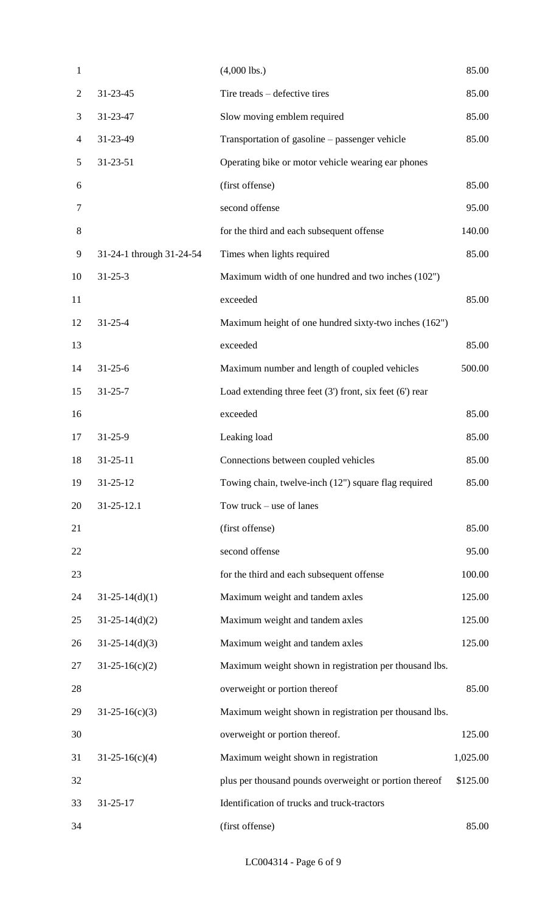| | | |
|---|---|---|
| | (4,000 lbs.) | 85.00 |
| 31-23-45 | Tire treads – defective tires | 85.00 |
| 31-23-47 | Slow moving emblem required | 85.00 |
| 31-23-49 | Transportation of gasoline – passenger vehicle | 85.00 |
| 31-23-51 | Operating bike or motor vehicle wearing ear phones | |
| | (first offense) | 85.00 |
| | second offense | 95.00 |
| | for the third and each subsequent offense | 140.00 |
| 31-24-1 through 31-24-54 | Times when lights required | 85.00 |
| 31-25-3 | Maximum width of one hundred and two inches (102") | |
| | exceeded | 85.00 |
| 31-25-4 | Maximum height of one hundred sixty-two inches (162") | |
| | exceeded | 85.00 |
| 31-25-6 | Maximum number and length of coupled vehicles | 500.00 |
| 31-25-7 | Load extending three feet (3') front, six feet (6') rear | |
| | exceeded | 85.00 |
| 31-25-9 | Leaking load | 85.00 |
| 31-25-11 | Connections between coupled vehicles | 85.00 |
| 31-25-12 | Towing chain, twelve-inch (12") square flag required | 85.00 |
| 31-25-12.1 | Tow truck – use of lanes | |
| | (first offense) | 85.00 |
| | second offense | 95.00 |
| | for the third and each subsequent offense | 100.00 |
| 31-25-14(d)(1) | Maximum weight and tandem axles | 125.00 |
| 31-25-14(d)(2) | Maximum weight and tandem axles | 125.00 |
| 31-25-14(d)(3) | Maximum weight and tandem axles | 125.00 |
| 31-25-16(c)(2) | Maximum weight shown in registration per thousand lbs. | |
| | overweight or portion thereof | 85.00 |
| 31-25-16(c)(3) | Maximum weight shown in registration per thousand lbs. | |
| | overweight or portion thereof. | 125.00 |
| 31-25-16(c)(4) | Maximum weight shown in registration | 1,025.00 |
| | plus per thousand pounds overweight or portion thereof | $125.00 |
| 31-25-17 | Identification of trucks and truck-tractors | |
| | (first offense) | 85.00 |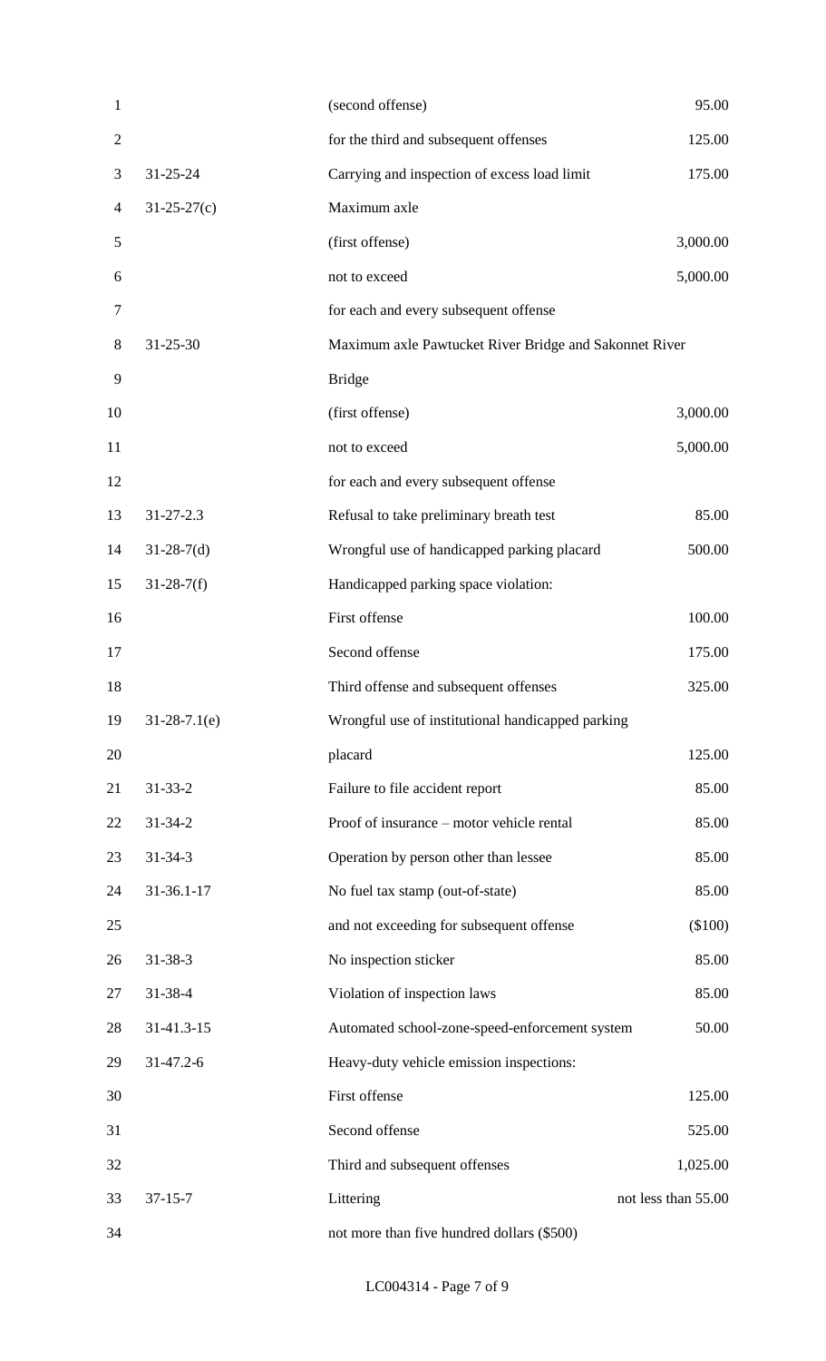| | | |
|---|---|---|
| | (second offense) | 95.00 |
| | for the third and subsequent offenses | 125.00 |
| 31-25-24 | Carrying and inspection of excess load limit | 175.00 |
| 31-25-27(c) | Maximum axle | |
| | (first offense) | 3,000.00 |
| | not to exceed | 5,000.00 |
| | for each and every subsequent offense | |
| 31-25-30 | Maximum axle Pawtucket River Bridge and Sakonnet River Bridge | |
| | (first offense) | 3,000.00 |
| | not to exceed | 5,000.00 |
| | for each and every subsequent offense | |
| 31-27-2.3 | Refusal to take preliminary breath test | 85.00 |
| 31-28-7(d) | Wrongful use of handicapped parking placard | 500.00 |
| 31-28-7(f) | Handicapped parking space violation: | |
| | First offense | 100.00 |
| | Second offense | 175.00 |
| | Third offense and subsequent offenses | 325.00 |
| 31-28-7.1(e) | Wrongful use of institutional handicapped parking placard | 125.00 |
| 31-33-2 | Failure to file accident report | 85.00 |
| 31-34-2 | Proof of insurance – motor vehicle rental | 85.00 |
| 31-34-3 | Operation by person other than lessee | 85.00 |
| 31-36.1-17 | No fuel tax stamp (out-of-state) | 85.00 |
| | and not exceeding for subsequent offense | ($100) |
| 31-38-3 | No inspection sticker | 85.00 |
| 31-38-4 | Violation of inspection laws | 85.00 |
| 31-41.3-15 | Automated school-zone-speed-enforcement system | 50.00 |
| 31-47.2-6 | Heavy-duty vehicle emission inspections: | |
| | First offense | 125.00 |
| | Second offense | 525.00 |
| | Third and subsequent offenses | 1,025.00 |
| 37-15-7 | Littering | not less than 55.00 |
| | not more than five hundred dollars ($500) | |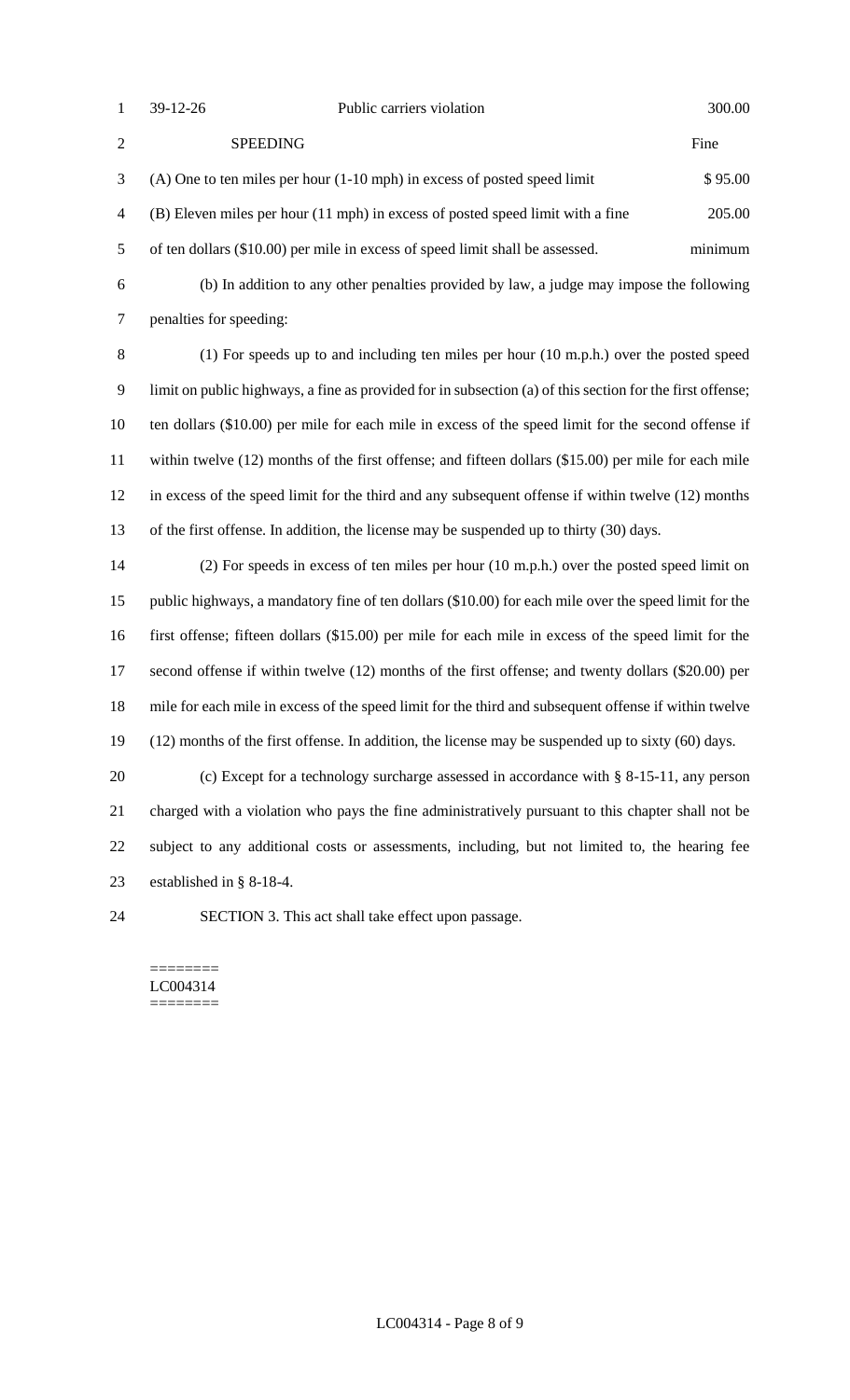| | | |
|---|---|---|
| 39-12-26 | Public carriers violation | 300.00 |
| SPEEDING | | Fine |
| (A) One to ten miles per hour (1-10 mph) in excess of posted speed limit | | $ 95.00 |
| (B) Eleven miles per hour (11 mph) in excess of posted speed limit with a fine of ten dollars ($10.00) per mile in excess of speed limit shall be assessed. | | 205.00 minimum |

(b) In addition to any other penalties provided by law, a judge may impose the following penalties for speeding:

(1) For speeds up to and including ten miles per hour (10 m.p.h.) over the posted speed limit on public highways, a fine as provided for in subsection (a) of this section for the first offense; ten dollars ($10.00) per mile for each mile in excess of the speed limit for the second offense if within twelve (12) months of the first offense; and fifteen dollars ($15.00) per mile for each mile in excess of the speed limit for the third and any subsequent offense if within twelve (12) months of the first offense. In addition, the license may be suspended up to thirty (30) days.

(2) For speeds in excess of ten miles per hour (10 m.p.h.) over the posted speed limit on public highways, a mandatory fine of ten dollars ($10.00) for each mile over the speed limit for the first offense; fifteen dollars ($15.00) per mile for each mile in excess of the speed limit for the second offense if within twelve (12) months of the first offense; and twenty dollars ($20.00) per mile for each mile in excess of the speed limit for the third and subsequent offense if within twelve (12) months of the first offense. In addition, the license may be suspended up to sixty (60) days.

(c) Except for a technology surcharge assessed in accordance with § 8-15-11, any person charged with a violation who pays the fine administratively pursuant to this chapter shall not be subject to any additional costs or assessments, including, but not limited to, the hearing fee established in § 8-18-4.

SECTION 3. This act shall take effect upon passage.

========
LC004314
========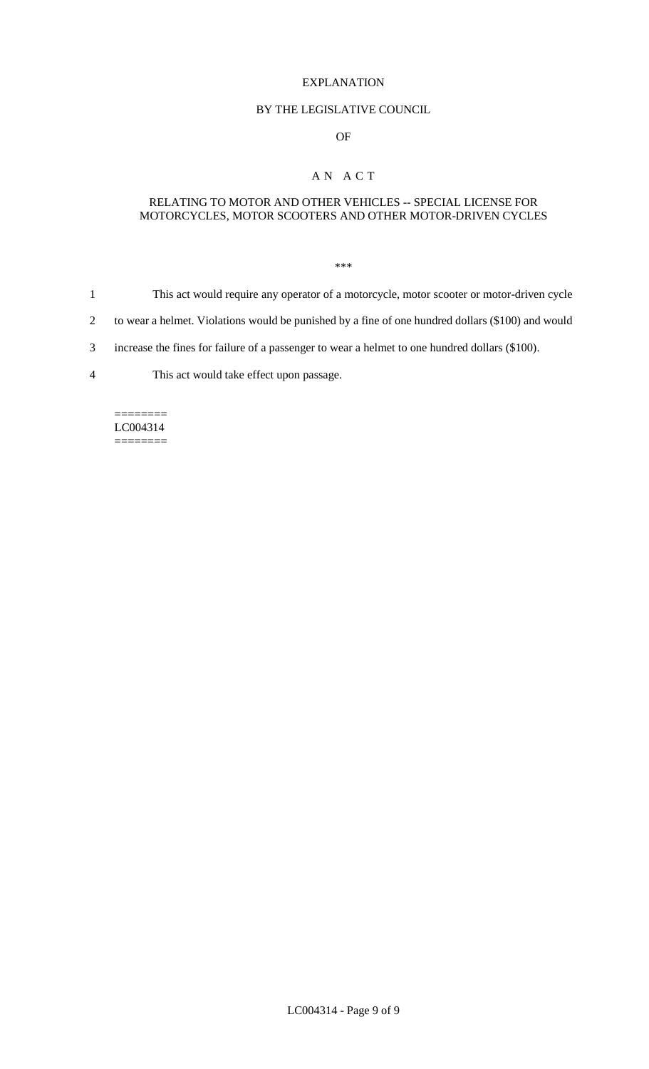EXPLANATION

BY THE LEGISLATIVE COUNCIL

OF

# A N A C T

RELATING TO MOTOR AND OTHER VEHICLES -- SPECIAL LICENSE FOR MOTORCYCLES, MOTOR SCOOTERS AND OTHER MOTOR-DRIVEN CYCLES

***

1 This act would require any operator of a motorcycle, motor scooter or motor-driven cycle

2 to wear a helmet. Violations would be punished by a fine of one hundred dollars ($100) and would

3 increase the fines for failure of a passenger to wear a helmet to one hundred dollars ($100).

4 This act would take effect upon passage.

========
LC004314
========